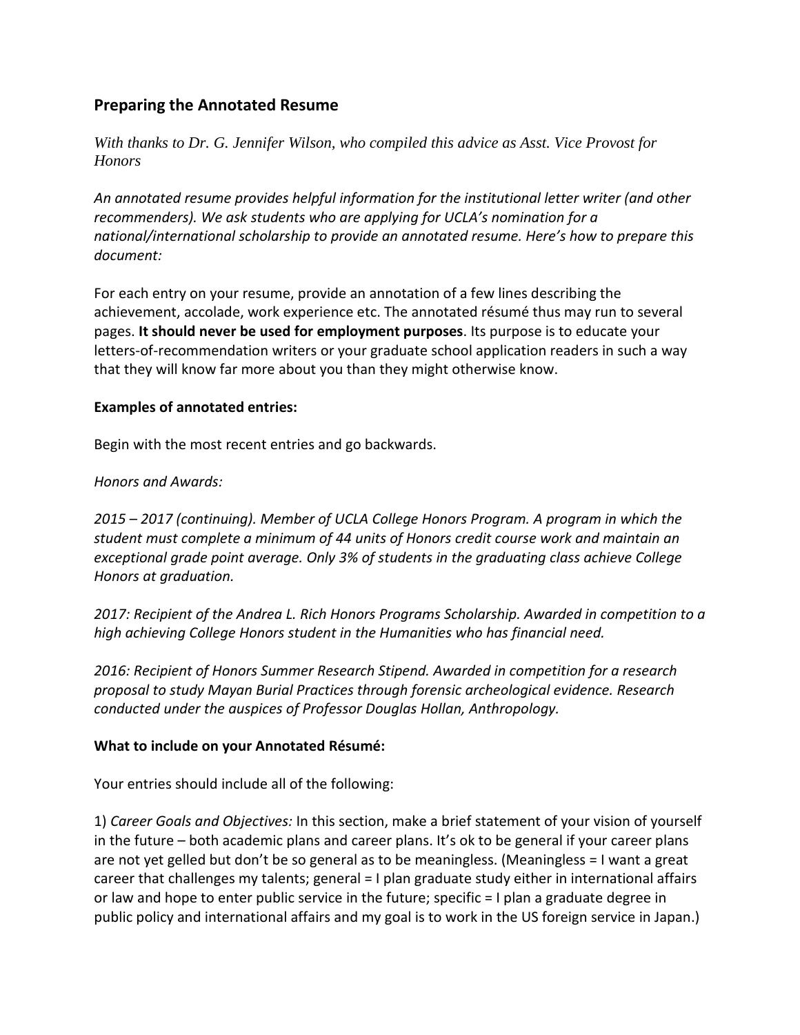## Preparing the Annotated Resume

*With thanks to Dr. G. Jennifer Wilson, who compiled this advice as Asst. Vice Provost for Honors*

*An annotated resume provides helpful information for the institutional letter writer (and other recommenders). We ask students who are applying for UCLA's nomination for a national/international scholarship to provide an annotated resume. Here's how to prepare this document:*

For each entry on your resume, provide an annotation of a few lines describing the achievement, accolade, work experience etc. The annotated résumé thus may run to several pages. **It should never be used for employment purposes**. Its purpose is to educate your letters-of-recommendation writers or your graduate school application readers in such a way that they will know far more about you than they might otherwise know.

**Examples of annotated entries:**

Begin with the most recent entries and go backwards.

*Honors and Awards:*

*2015 – 2017 (continuing). Member of UCLA College Honors Program. A program in which the student must complete a minimum of 44 units of Honors credit course work and maintain an exceptional grade point average. Only 3% of students in the graduating class achieve College Honors at graduation.*

*2017: Recipient of the Andrea L. Rich Honors Programs Scholarship. Awarded in competition to a high achieving College Honors student in the Humanities who has financial need.*

*2016: Recipient of Honors Summer Research Stipend. Awarded in competition for a research proposal to study Mayan Burial Practices through forensic archeological evidence. Research conducted under the auspices of Professor Douglas Hollan, Anthropology.*

**What to include on your Annotated Résumé:**

Your entries should include all of the following:

1) *Career Goals and Objectives:* In this section, make a brief statement of your vision of yourself in the future – both academic plans and career plans. It's ok to be general if your career plans are not yet gelled but don't be so general as to be meaningless. (Meaningless = I want a great career that challenges my talents; general = I plan graduate study either in international affairs or law and hope to enter public service in the future; specific = I plan a graduate degree in public policy and international affairs and my goal is to work in the US foreign service in Japan.)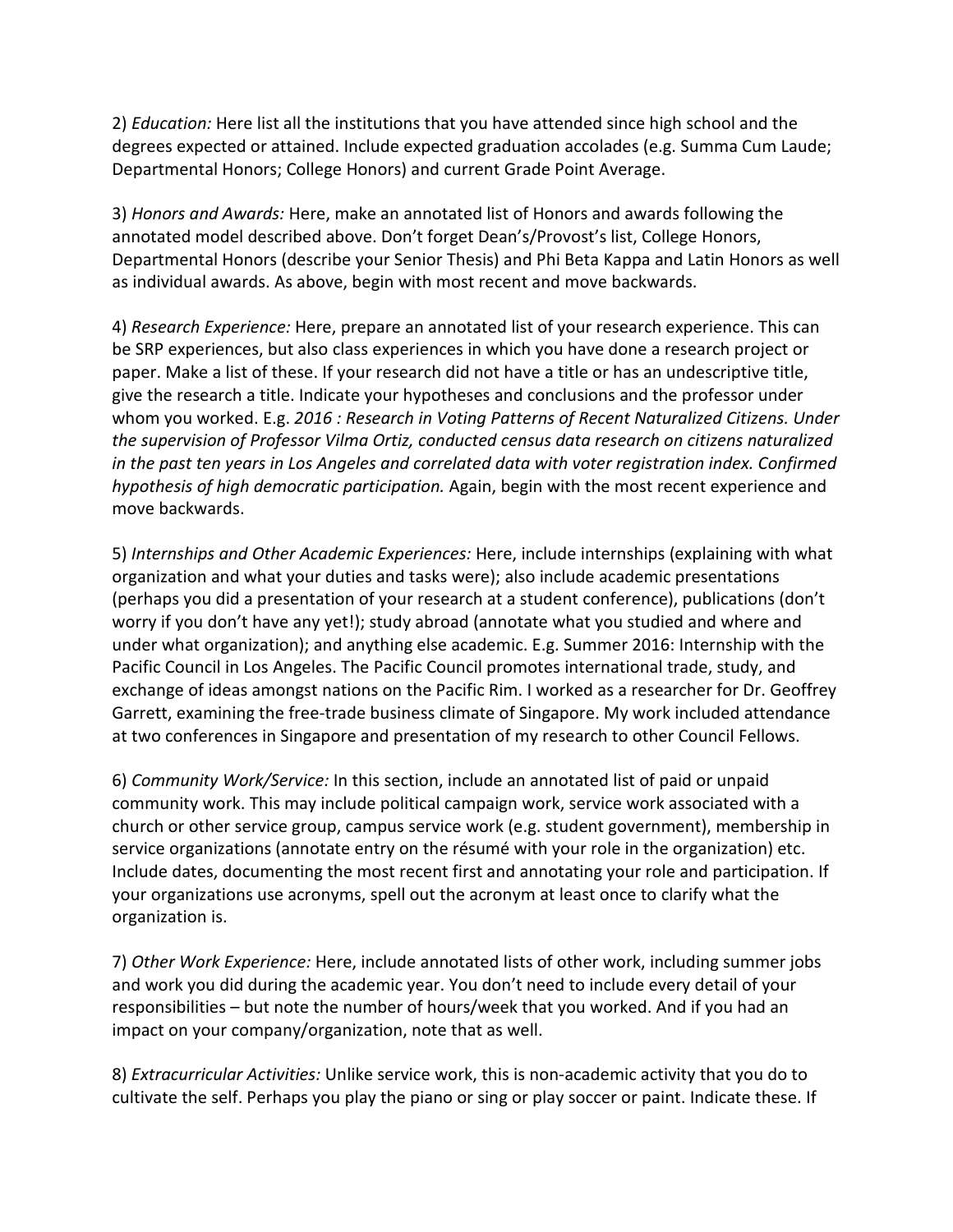2) *Education:* Here list all the institutions that you have attended since high school and the degrees expected or attained. Include expected graduation accolades (e.g. Summa Cum Laude; Departmental Honors; College Honors) and current Grade Point Average.

3) *Honors and Awards:* Here, make an annotated list of Honors and awards following the annotated model described above. Don't forget Dean's/Provost's list, College Honors, Departmental Honors (describe your Senior Thesis) and Phi Beta Kappa and Latin Honors as well as individual awards. As above, begin with most recent and move backwards.

4) *Research Experience:* Here, prepare an annotated list of your research experience. This can be SRP experiences, but also class experiences in which you have done a research project or paper. Make a list of these. If your research did not have a title or has an undescriptive title, give the research a title. Indicate your hypotheses and conclusions and the professor under whom you worked. E.g. *2016 : Research in Voting Patterns of Recent Naturalized Citizens. Under the supervision of Professor Vilma Ortiz, conducted census data research on citizens naturalized in the past ten years in Los Angeles and correlated data with voter registration index. Confirmed hypothesis of high democratic participation.* Again, begin with the most recent experience and move backwards.

5) *Internships and Other Academic Experiences:* Here, include internships (explaining with what organization and what your duties and tasks were); also include academic presentations (perhaps you did a presentation of your research at a student conference), publications (don't worry if you don't have any yet!); study abroad (annotate what you studied and where and under what organization); and anything else academic. E.g. Summer 2016: Internship with the Pacific Council in Los Angeles. The Pacific Council promotes international trade, study, and exchange of ideas amongst nations on the Pacific Rim. I worked as a researcher for Dr. Geoffrey Garrett, examining the free-trade business climate of Singapore. My work included attendance at two conferences in Singapore and presentation of my research to other Council Fellows.

6) *Community Work/Service:* In this section, include an annotated list of paid or unpaid community work. This may include political campaign work, service work associated with a church or other service group, campus service work (e.g. student government), membership in service organizations (annotate entry on the résumé with your role in the organization) etc. Include dates, documenting the most recent first and annotating your role and participation. If your organizations use acronyms, spell out the acronym at least once to clarify what the organization is.

7) *Other Work Experience:* Here, include annotated lists of other work, including summer jobs and work you did during the academic year. You don't need to include every detail of your responsibilities – but note the number of hours/week that you worked. And if you had an impact on your company/organization, note that as well.

8) *Extracurricular Activities:* Unlike service work, this is non-academic activity that you do to cultivate the self. Perhaps you play the piano or sing or play soccer or paint. Indicate these. If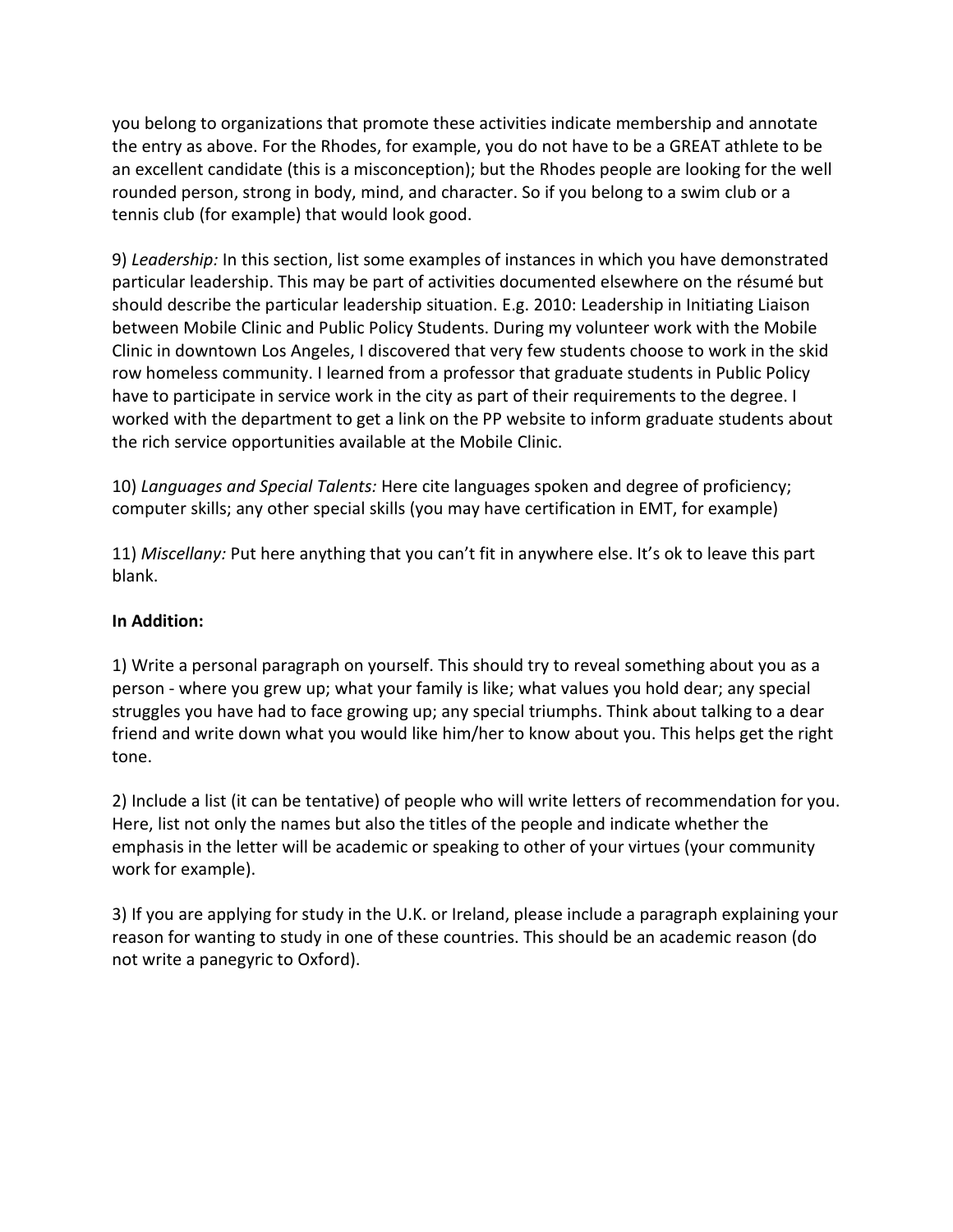you belong to organizations that promote these activities indicate membership and annotate the entry as above. For the Rhodes, for example, you do not have to be a GREAT athlete to be an excellent candidate (this is a misconception); but the Rhodes people are looking for the well rounded person, strong in body, mind, and character. So if you belong to a swim club or a tennis club (for example) that would look good.

9) *Leadership:* In this section, list some examples of instances in which you have demonstrated particular leadership. This may be part of activities documented elsewhere on the résumé but should describe the particular leadership situation. E.g. 2010: Leadership in Initiating Liaison between Mobile Clinic and Public Policy Students. During my volunteer work with the Mobile Clinic in downtown Los Angeles, I discovered that very few students choose to work in the skid row homeless community. I learned from a professor that graduate students in Public Policy have to participate in service work in the city as part of their requirements to the degree. I worked with the department to get a link on the PP website to inform graduate students about the rich service opportunities available at the Mobile Clinic.

10) *Languages and Special Talents:* Here cite languages spoken and degree of proficiency; computer skills; any other special skills (you may have certification in EMT, for example)

11) *Miscellany:* Put here anything that you can't fit in anywhere else. It's ok to leave this part blank.

**In Addition:**

1) Write a personal paragraph on yourself. This should try to reveal something about you as a person - where you grew up; what your family is like; what values you hold dear; any special struggles you have had to face growing up; any special triumphs. Think about talking to a dear friend and write down what you would like him/her to know about you. This helps get the right tone.

2) Include a list (it can be tentative) of people who will write letters of recommendation for you. Here, list not only the names but also the titles of the people and indicate whether the emphasis in the letter will be academic or speaking to other of your virtues (your community work for example).

3) If you are applying for study in the U.K. or Ireland, please include a paragraph explaining your reason for wanting to study in one of these countries. This should be an academic reason (do not write a panegyric to Oxford).